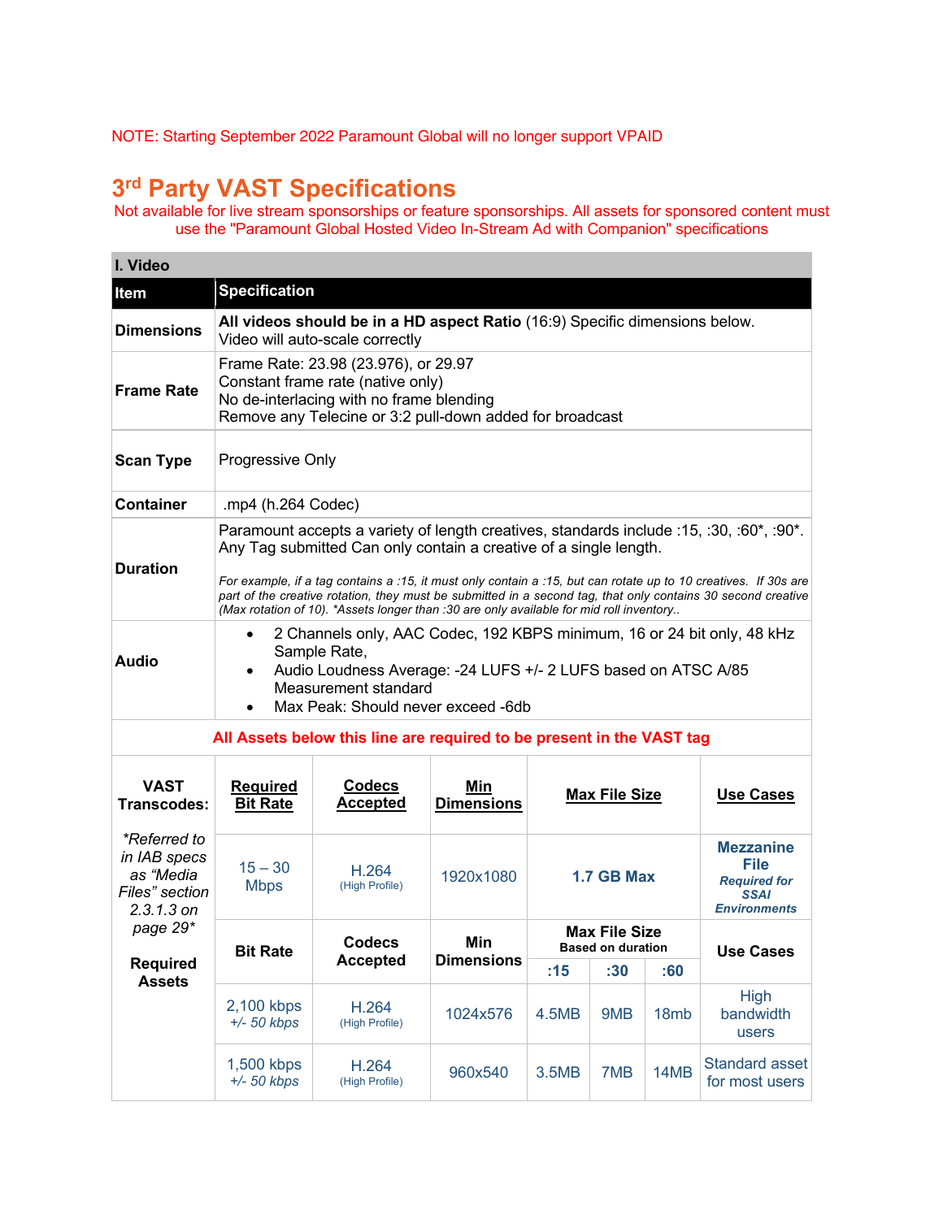NOTE: Starting September 2022 Paramount Global will no longer support VPAID

# 3rd Party VAST Specifications

Not available for live stream sponsorships or feature sponsorships. All assets for sponsored content must use the "Paramount Global Hosted Video In-Stream Ad with Companion" specifications

| I. Video | |
|---|---|
| **Item** | **Specification** |
| **Dimensions** | **All videos should be in a HD aspect Ratio** (16:9) Specific dimensions below. Video will auto-scale correctly |
| **Frame Rate** | Frame Rate: 23.98 (23.976), or 29.97<br>Constant frame rate (native only)<br>No de-interlacing with no frame blending<br>Remove any Telecine or 3:2 pull-down added for broadcast |
| **Scan Type** | Progressive Only |
| **Container** | .mp4 (h.264 Codec) |
| **Duration** | Paramount accepts a variety of length creatives, standards include :15, :30, :60*, :90*. Any Tag submitted Can only contain a creative of a single length.<br><br>*For example, if a tag contains a :15, it must only contain a :15, but can rotate up to 10 creatives. If 30s are part of the creative rotation, they must be submitted in a second tag, that only contains 30 second creative (Max rotation of 10). \*Assets longer than :30 are only available for mid roll inventory..* |
| **Audio** | • 2 Channels only, AAC Codec, 192 KBPS minimum, 16 or 24 bit only, 48 kHz Sample Rate,<br>• Audio Loudness Average: -24 LUFS +/- 2 LUFS based on ATSC A/85 Measurement standard<br>• Max Peak: Should never exceed -6db |

**All Assets below this line are required to be present in the VAST tag**

| **VAST Transcodes:**<br><br>*\*Referred to in IAB specs as "Media Files" section 2.3.1.3 on page 29\**<br><br>**Required Assets** | **Required Bit Rate** | **Codecs Accepted** | **Min Dimensions** | **Max File Size** | | | **Use Cases** |
|---|---|---|---|---|---|---|---|
| | 15 – 30 Mbps | H.264 (High Profile) | 1920x1080 | **1.7 GB Max** | | | **Mezzanine File** *Required for SSAI Environments* |
| | **Bit Rate** | **Codecs Accepted** | **Min Dimensions** | **Max File Size** Based on duration | | | **Use Cases** |
| | | | | **:15** | **:30** | **:60** | |
| | 2,100 kbps *+/- 50 kbps* | H.264 (High Profile) | 1024x576 | 4.5MB | 9MB | 18mb | High bandwidth users |
| | 1,500 kbps *+/- 50 kbps* | H.264 (High Profile) | 960x540 | 3.5MB | 7MB | 14MB | Standard asset for most users |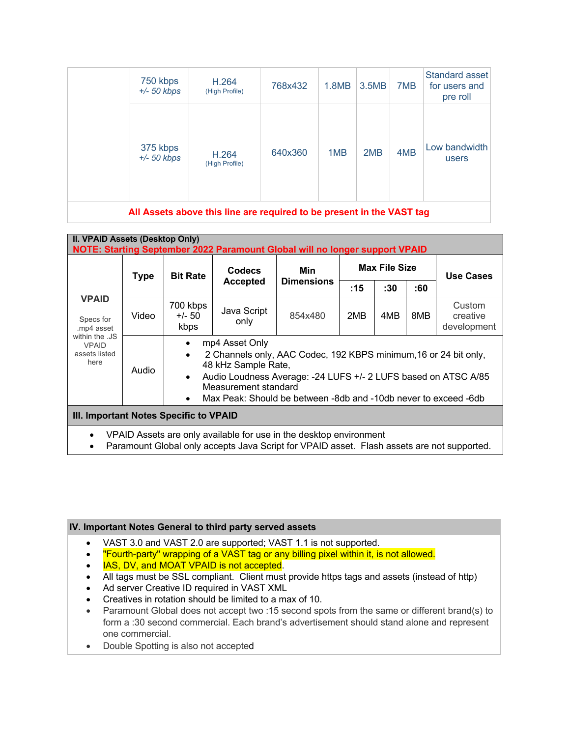|  | 750 kbps +/- 50 kbps | H.264 (High Profile) | 768x432 | 1.8MB | 3.5MB | 7MB | Standard asset for users and pre roll |
|---|---|---|---|---|---|---|---|
|  | 375 kbps +/- 50 kbps | H.264 (High Profile) | 640x360 | 1MB | 2MB | 4MB | Low bandwidth users |
| **All Assets above this line are required to be present in the VAST tag** | | | | | | | |

**II. VPAID Assets (Desktop Only)**

**NOTE: Starting September 2022 Paramount Global will no longer support VPAID**

|  | Type | Bit Rate | Codecs Accepted | Min Dimensions | Max File Size | | | Use Cases |
|---|---|---|---|---|---|---|---|---|
|  |  |  |  |  | :15 | :30 | :60 |  |
| **VPAID** Specs for .mp4 asset within the .JS VPAID assets listed here | Video | 700 kbps +/- 50 kbps | Java Script only | 854x480 | 2MB | 4MB | 8MB | Custom creative development |
|  | Audio | • mp4 Asset Only • 2 Channels only, AAC Codec, 192 KBPS minimum,16 or 24 bit only, 48 kHz Sample Rate, • Audio Loudness Average: -24 LUFS +/- 2 LUFS based on ATSC A/85 Measurement standard • Max Peak: Should be between -8db and -10db never to exceed -6db | | | | | | |

**III. Important Notes Specific to VPAID**

- VPAID Assets are only available for use in the desktop environment
- Paramount Global only accepts Java Script for VPAID asset. Flash assets are not supported.

**IV. Important Notes General to third party served assets**

- VAST 3.0 and VAST 2.0 are supported; VAST 1.1 is not supported.
- "Fourth-party" wrapping of a VAST tag or any billing pixel within it, is not allowed.
- IAS, DV, and MOAT VPAID is not accepted.
- All tags must be SSL compliant. Client must provide https tags and assets (instead of http)
- Ad server Creative ID required in VAST XML
- Creatives in rotation should be limited to a max of 10.
- Paramount Global does not accept two :15 second spots from the same or different brand(s) to form a :30 second commercial. Each brand's advertisement should stand alone and represent one commercial.
- Double Spotting is also not accepted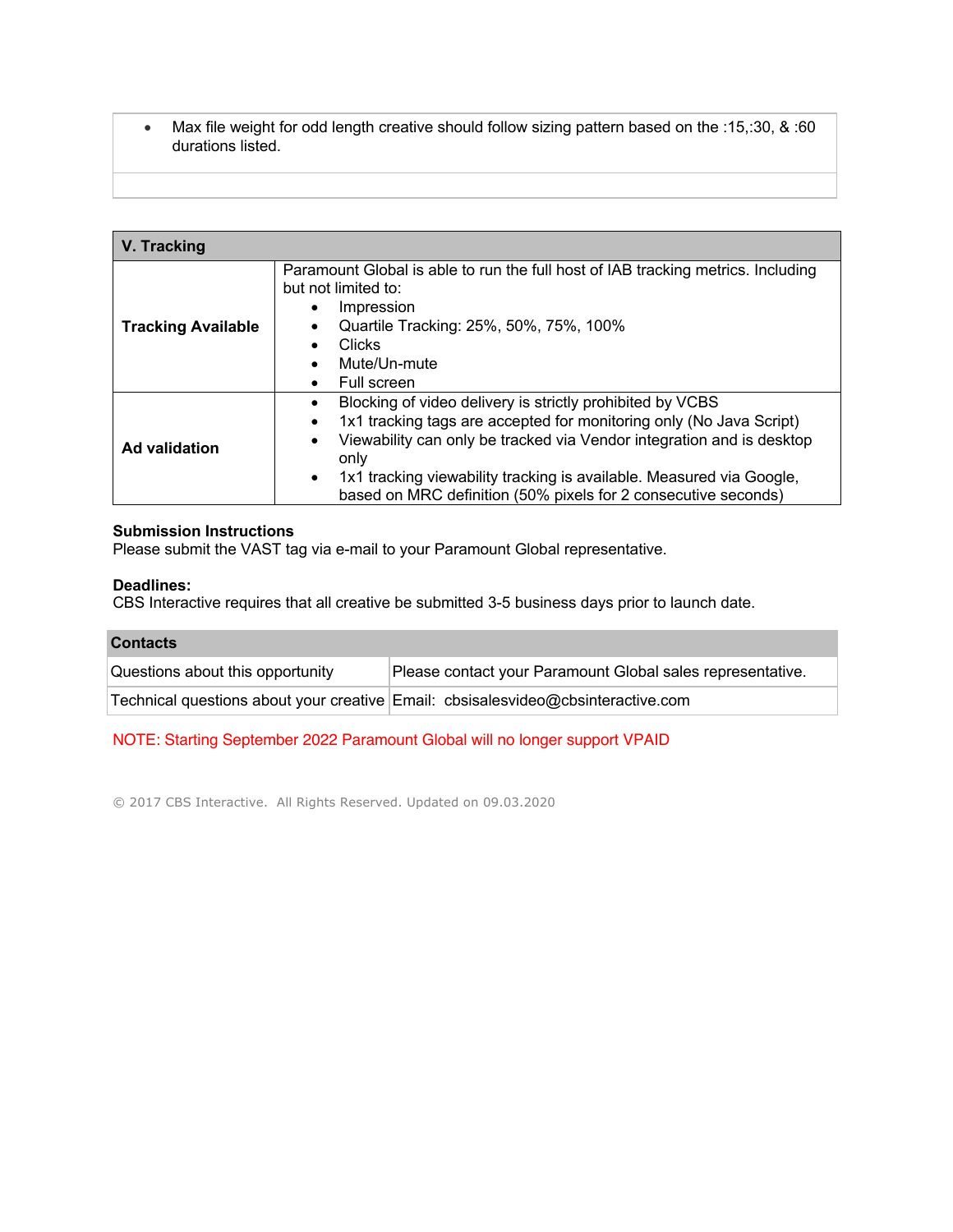- Max file weight for odd length creative should follow sizing pattern based on the :15,:30, & :60 durations listed.

| V. Tracking | |
|---|---|
| **Tracking Available** | Paramount Global is able to run the full host of IAB tracking metrics. Including but not limited to: <br>• Impression <br>• Quartile Tracking: 25%, 50%, 75%, 100% <br>• Clicks <br>• Mute/Un-mute <br>• Full screen |
| **Ad validation** | • Blocking of video delivery is strictly prohibited by VCBS <br>• 1x1 tracking tags are accepted for monitoring only (No Java Script) <br>• Viewability can only be tracked via Vendor integration and is desktop only <br>• 1x1 tracking viewability tracking is available. Measured via Google, based on MRC definition (50% pixels for 2 consecutive seconds) |

**Submission Instructions**
Please submit the VAST tag via e-mail to your Paramount Global representative.

**Deadlines:**
CBS Interactive requires that all creative be submitted 3-5 business days prior to launch date.

| Contacts | |
|---|---|
| Questions about this opportunity | Please contact your Paramount Global sales representative. |
| Technical questions about your creative | Email: cbsisalesvideo@cbsinteractive.com |

NOTE: Starting September 2022 Paramount Global will no longer support VPAID

© 2017 CBS Interactive. All Rights Reserved. Updated on 09.03.2020